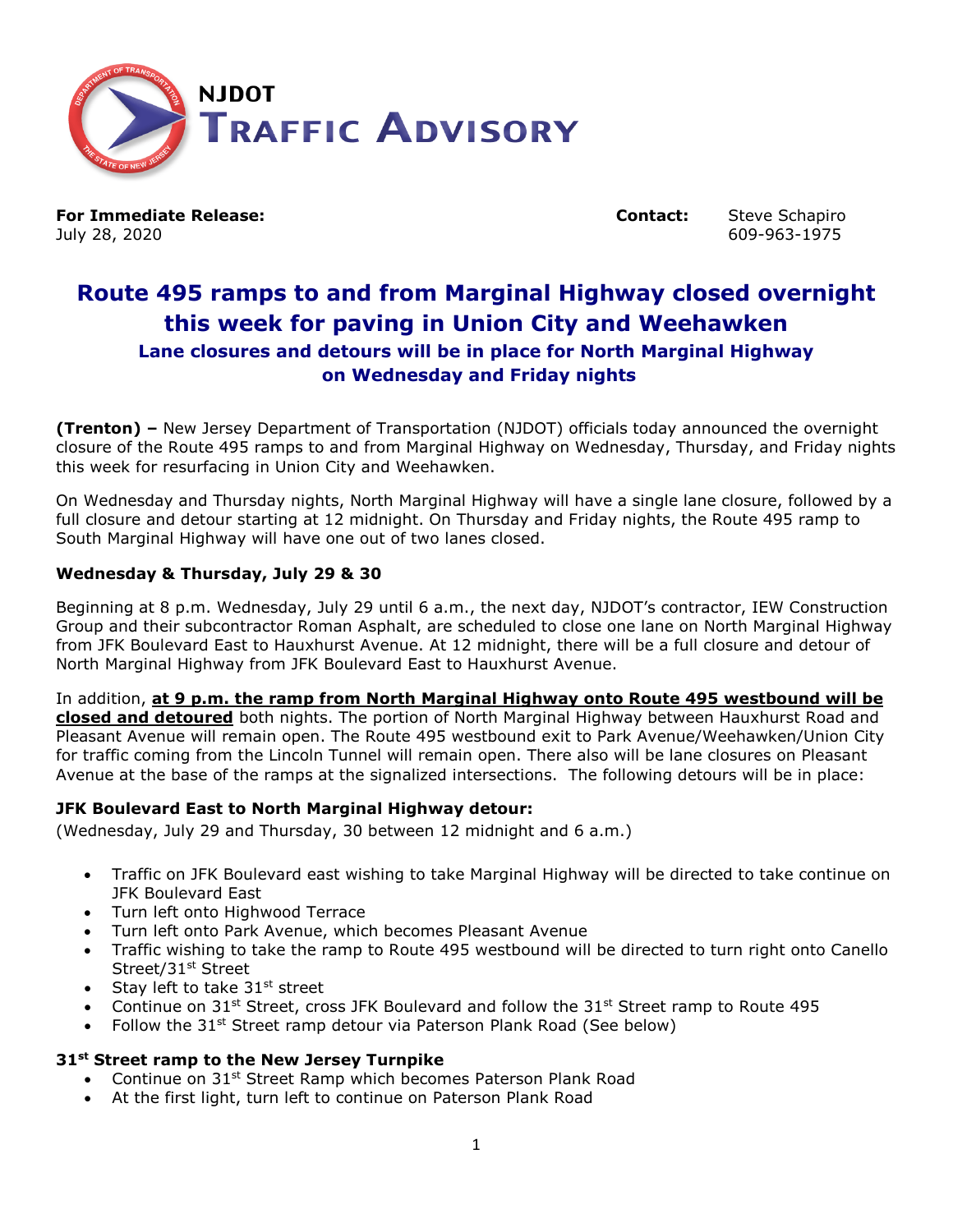# NJDOT Traffic Advisory

**For Immediate Release:**
July 28, 2020

**Contact:** Steve Schapiro
609-963-1975

## Route 495 ramps to and from Marginal Highway closed overnight this week for paving in Union City and Weehawken

### Lane closures and detours will be in place for North Marginal Highway on Wednesday and Friday nights

**(Trenton) –** New Jersey Department of Transportation (NJDOT) officials today announced the overnight closure of the Route 495 ramps to and from Marginal Highway on Wednesday, Thursday, and Friday nights this week for resurfacing in Union City and Weehawken.

On Wednesday and Thursday nights, North Marginal Highway will have a single lane closure, followed by a full closure and detour starting at 12 midnight. On Thursday and Friday nights, the Route 495 ramp to South Marginal Highway will have one out of two lanes closed.

**Wednesday & Thursday, July 29 & 30**

Beginning at 8 p.m. Wednesday, July 29 until 6 a.m., the next day, NJDOT's contractor, IEW Construction Group and their subcontractor Roman Asphalt, are scheduled to close one lane on North Marginal Highway from JFK Boulevard East to Hauxhurst Avenue. At 12 midnight, there will be a full closure and detour of North Marginal Highway from JFK Boulevard East to Hauxhurst Avenue.

In addition, **at 9 p.m. the ramp from North Marginal Highway onto Route 495 westbound will be closed and detoured** both nights. The portion of North Marginal Highway between Hauxhurst Road and Pleasant Avenue will remain open. The Route 495 westbound exit to Park Avenue/Weehawken/Union City for traffic coming from the Lincoln Tunnel will remain open. There also will be lane closures on Pleasant Avenue at the base of the ramps at the signalized intersections. The following detours will be in place:

**JFK Boulevard East to North Marginal Highway detour:**
(Wednesday, July 29 and Thursday, 30 between 12 midnight and 6 a.m.)

- Traffic on JFK Boulevard east wishing to take Marginal Highway will be directed to take continue on JFK Boulevard East
- Turn left onto Highwood Terrace
- Turn left onto Park Avenue, which becomes Pleasant Avenue
- Traffic wishing to take the ramp to Route 495 westbound will be directed to turn right onto Canello Street/31st Street
- Stay left to take 31st street
- Continue on 31st Street, cross JFK Boulevard and follow the 31st Street ramp to Route 495
- Follow the 31st Street ramp detour via Paterson Plank Road (See below)

**31st Street ramp to the New Jersey Turnpike**

- Continue on 31st Street Ramp which becomes Paterson Plank Road
- At the first light, turn left to continue on Paterson Plank Road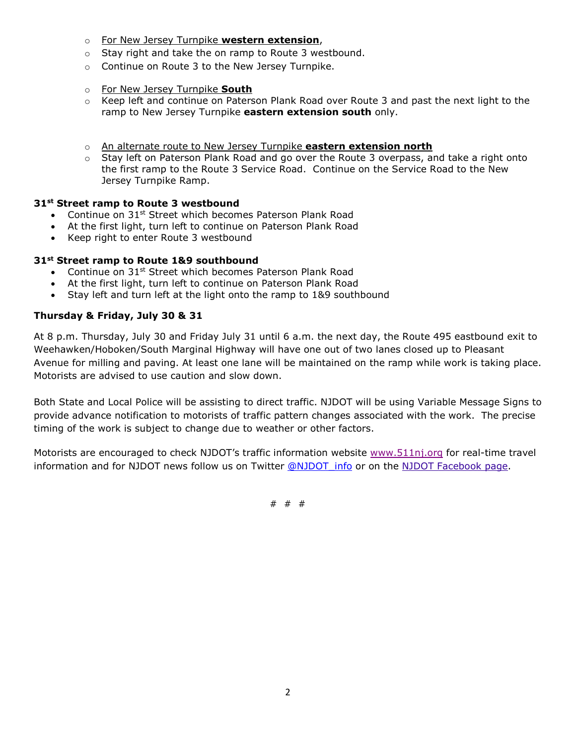- For New Jersey Turnpike **western extension**,
- Stay right and take the on ramp to Route 3 westbound.
- Continue on Route 3 to the New Jersey Turnpike.

- For New Jersey Turnpike **South**
- Keep left and continue on Paterson Plank Road over Route 3 and past the next light to the ramp to New Jersey Turnpike **eastern extension south** only.

- An alternate route to New Jersey Turnpike **eastern extension north**
- Stay left on Paterson Plank Road and go over the Route 3 overpass, and take a right onto the first ramp to the Route 3 Service Road. Continue on the Service Road to the New Jersey Turnpike Ramp.

**31st Street ramp to Route 3 westbound**

- Continue on 31st Street which becomes Paterson Plank Road
- At the first light, turn left to continue on Paterson Plank Road
- Keep right to enter Route 3 westbound

**31st Street ramp to Route 1&9 southbound**

- Continue on 31st Street which becomes Paterson Plank Road
- At the first light, turn left to continue on Paterson Plank Road
- Stay left and turn left at the light onto the ramp to 1&9 southbound

**Thursday & Friday, July 30 & 31**

At 8 p.m. Thursday, July 30 and Friday July 31 until 6 a.m. the next day, the Route 495 eastbound exit to Weehawken/Hoboken/South Marginal Highway will have one out of two lanes closed up to Pleasant Avenue for milling and paving. At least one lane will be maintained on the ramp while work is taking place. Motorists are advised to use caution and slow down.

Both State and Local Police will be assisting to direct traffic. NJDOT will be using Variable Message Signs to provide advance notification to motorists of traffic pattern changes associated with the work. The precise timing of the work is subject to change due to weather or other factors.

Motorists are encouraged to check NJDOT's traffic information website www.511nj.org for real-time travel information and for NJDOT news follow us on Twitter @NJDOT_info or on the NJDOT Facebook page.

# # #